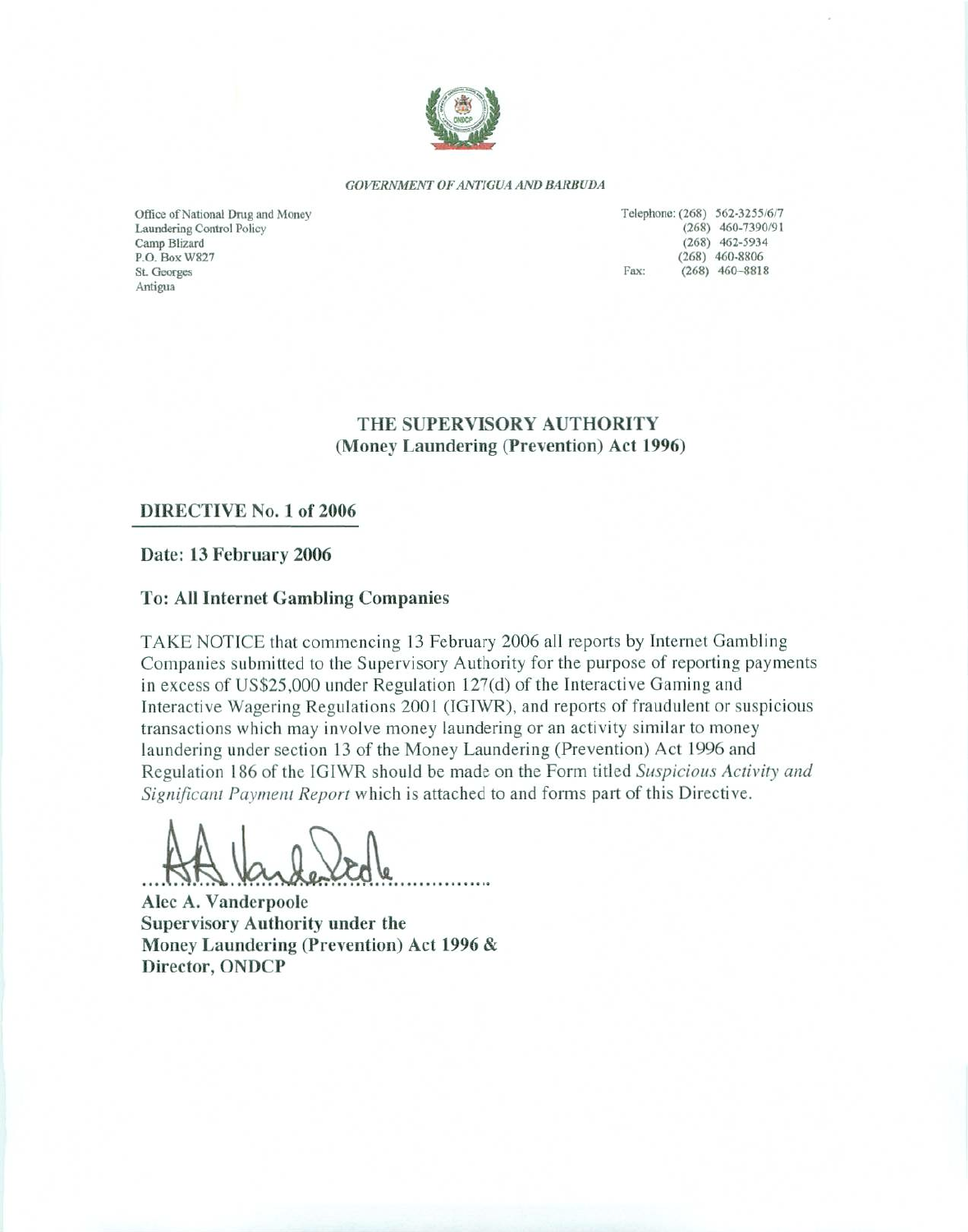*GOVERNMENT OF ANTIGUA AND BARBUDA*

Office of National Drug and Money
Laundering Control Policy
Camp Blizard
P.O. Box W827
St. Georges
Antigua

Telephone: (268) 562-3255/6/7
(268) 460-7390/91
(268) 462-5934
(268) 460-8806
Fax: (268) 460-8818

## THE SUPERVISORY AUTHORITY
### (Money Laundering (Prevention) Act 1996)

**DIRECTIVE No. 1 of 2006**

**Date: 13 February 2006**

**To: All Internet Gambling Companies**

TAKE NOTICE that commencing 13 February 2006 all reports by Internet Gambling Companies submitted to the Supervisory Authority for the purpose of reporting payments in excess of US$25,000 under Regulation 127(d) of the Interactive Gaming and Interactive Wagering Regulations 2001 (IGIWR), and reports of fraudulent or suspicious transactions which may involve money laundering or an activity similar to money laundering under section 13 of the Money Laundering (Prevention) Act 1996 and Regulation 186 of the IGIWR should be made on the Form titled *Suspicious Activity and Significant Payment Report* which is attached to and forms part of this Directive.

...............................................

**Alec A. Vanderpoole**
**Supervisory Authority under the**
**Money Laundering (Prevention) Act 1996 &**
**Director, ONDCP**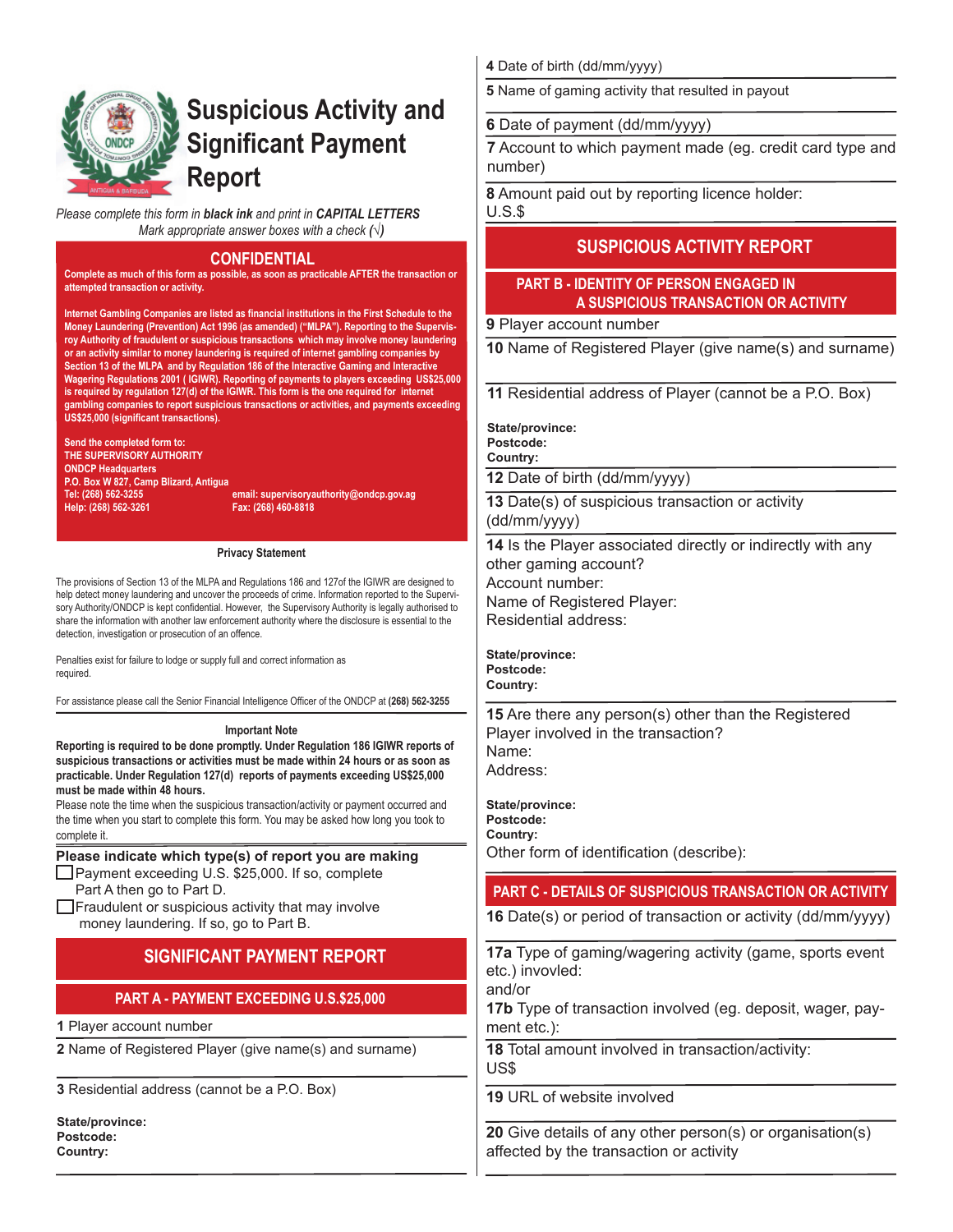# Suspicious Activity and Significant Payment Report

*Please complete this form in **black ink** and print in **CAPITAL LETTERS***
*Mark appropriate answer boxes with a check (√)*

## CONFIDENTIAL

**Complete as much of this form as possible, as soon as practicable AFTER the transaction or attempted transaction or activity.**

**Internet Gambling Companies are listed as financial institutions in the First Schedule to the Money Laundering (Prevention) Act 1996 (as amended) ("MLPA"). Reporting to the Supervisory Authority of fraudulent or suspicious transactions which may involve money laundering or an activity similar to money laundering is required of internet gambling companies by Section 13 of the MLPA and by Regulation 186 of the Interactive Gaming and Interactive Wagering Regulations 2001 ( IGIWR). Reporting of payments to players exceeding US$25,000 is required by regulation 127(d) of the IGIWR. This form is the one required for internet gambling companies to report suspicious transactions or activities, and payments exceeding US$25,000 (significant transactions).**

**Send the completed form to:**
**THE SUPERVISORY AUTHORITY**
**ONDCP Headquarters**
**P.O. Box W 827, Camp Blizard, Antigua**
**Tel: (268) 562-3255** **email: supervisoryauthority@ondcp.gov.ag**
**Help: (268) 562-3261** **Fax: (268) 460-8818**

### Privacy Statement

The provisions of Section 13 of the MLPA and Regulations 186 and 127of the IGIWR are designed to help detect money laundering and uncover the proceeds of crime. Information reported to the Supervisory Authority/ONDCP is kept confidential. However, the Supervisory Authority is legally authorised to share the information with another law enforcement authority where the disclosure is essential to the detection, investigation or prosecution of an offence.

Penalties exist for failure to lodge or supply full and correct information as required.

For assistance please call the Senior Financial Intelligence Officer of the ONDCP at **(268) 562-3255**

### Important Note

**Reporting is required to be done promptly. Under Regulation 186 IGIWR reports of suspicious transactions or activities must be made within 24 hours or as soon as practicable. Under Regulation 127(d) reports of payments exceeding US$25,000 must be made within 48 hours.**

Please note the time when the suspicious transaction/activity or payment occurred and the time when you start to complete this form. You may be asked how long you took to complete it.

**Please indicate which type(s) of report you are making**

- ☐ Payment exceeding U.S. $25,000. If so, complete Part A then go to Part D.
- ☐ Fraudulent or suspicious activity that may involve money laundering. If so, go to Part B.

## SIGNIFICANT PAYMENT REPORT

### PART A - PAYMENT EXCEEDING U.S.$25,000

**1** Player account number

**2** Name of Registered Player (give name(s) and surname)

**3** Residential address (cannot be a P.O. Box)

**State/province:**
**Postcode:**
**Country:**

**4** Date of birth (dd/mm/yyyy)

**5** Name of gaming activity that resulted in payout

**6** Date of payment (dd/mm/yyyy)

**7** Account to which payment made (eg. credit card type and number)

**8** Amount paid out by reporting licence holder:
U.S.$

## SUSPICIOUS ACTIVITY REPORT

### PART B - IDENTITY OF PERSON ENGAGED IN A SUSPICIOUS TRANSACTION OR ACTIVITY

**9** Player account number

**10** Name of Registered Player (give name(s) and surname)

**11** Residential address of Player (cannot be a P.O. Box)

**State/province:**
**Postcode:**
**Country:**

**12** Date of birth (dd/mm/yyyy)

**13** Date(s) of suspicious transaction or activity (dd/mm/yyyy)

**14** Is the Player associated directly or indirectly with any other gaming account?
Account number:
Name of Registered Player:
Residential address:

**State/province:**
**Postcode:**
**Country:**

**15** Are there any person(s) other than the Registered Player involved in the transaction?
Name:
Address:

**State/province:**
**Postcode:**
**Country:**
Other form of identification (describe):

### PART C - DETAILS OF SUSPICIOUS TRANSACTION OR ACTIVITY

**16** Date(s) or period of transaction or activity (dd/mm/yyyy)

**17a** Type of gaming/wagering activity (game, sports event etc.) invovled:
and/or
**17b** Type of transaction involved (eg. deposit, wager, payment etc.):

**18** Total amount involved in transaction/activity:
US$

**19** URL of website involved

**20** Give details of any other person(s) or organisation(s) affected by the transaction or activity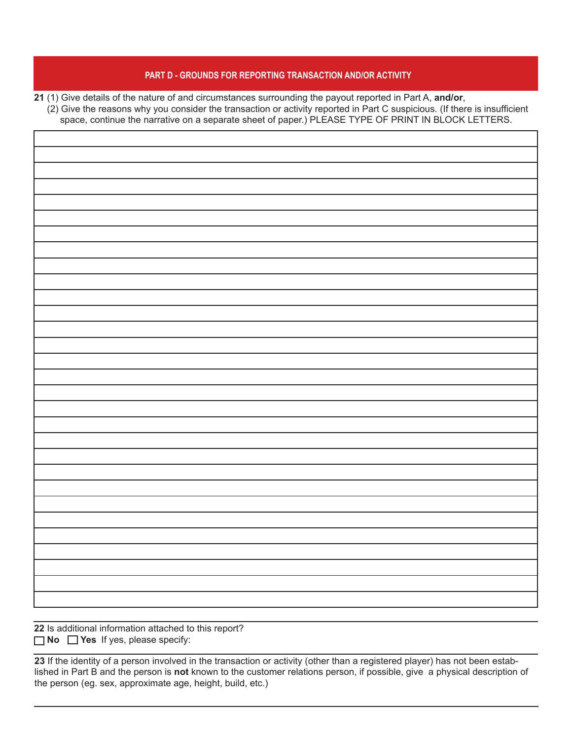## PART D - GROUNDS FOR REPORTING TRANSACTION AND/OR ACTIVITY

**21** (1) Give details of the nature of and circumstances surrounding the payout reported in Part A, **and/or**,
(2) Give the reasons why you consider the transaction or activity reported in Part C suspicious. (If there is insufficient space, continue the narrative on a separate sheet of paper.) PLEASE TYPE OF PRINT IN BLOCK LETTERS.

**22** Is additional information attached to this report?
☐ **No** ☐ **Yes** If yes, please specify:

**23** If the identity of a person involved in the transaction or activity (other than a registered player) has not been established in Part B and the person is **not** known to the customer relations person, if possible, give a physical description of the person (eg. sex, approximate age, height, build, etc.)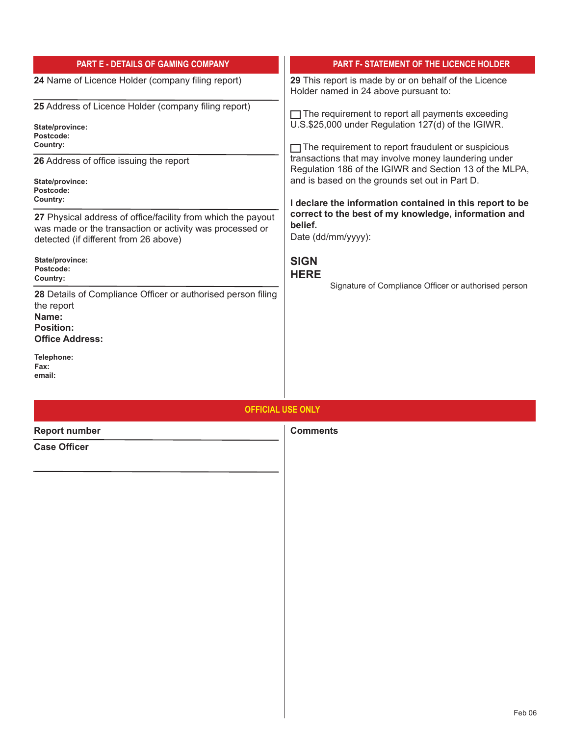## PART E - DETAILS OF GAMING COMPANY

**24** Name of Licence Holder (company filing report)

**25** Address of Licence Holder (company filing report)

**State/province:**
**Postcode:**
**Country:**

**26** Address of office issuing the report

**State/province:**
**Postcode:**
**Country:**

**27** Physical address of office/facility from which the payout was made or the transaction or activity was processed or detected (if different from 26 above)

**State/province:**
**Postcode:**
**Country:**

**28** Details of Compliance Officer or authorised person filing the report

**Name:**
**Position:**
**Office Address:**

**Telephone:**
**Fax:**
**email:**

## PART F- STATEMENT OF THE LICENCE HOLDER

**29** This report is made by or on behalf of the Licence Holder named in 24 above pursuant to:

☐ The requirement to report all payments exceeding U.S.$25,000 under Regulation 127(d) of the IGIWR.

☐ The requirement to report fraudulent or suspicious transactions that may involve money laundering under Regulation 186 of the IGIWR and Section 13 of the MLPA, and is based on the grounds set out in Part D.

**I declare the information contained in this report to be correct to the best of my knowledge, information and belief.**

Date (dd/mm/yyyy):

**SIGN HERE**

Signature of Compliance Officer or authorised person

## OFFICIAL USE ONLY

**Report number**

**Case Officer**

**Comments**

Feb 06